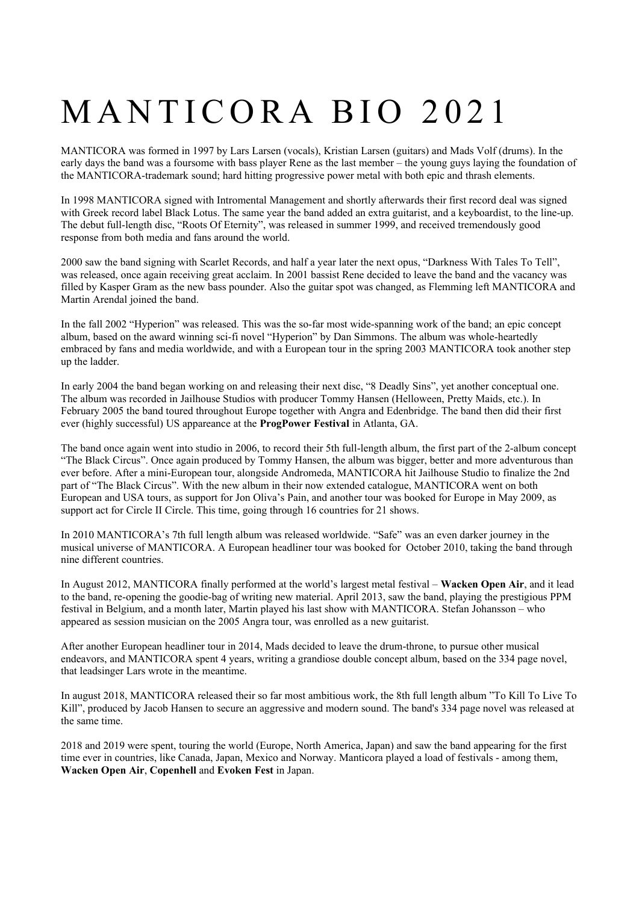# MANTICORA BIO 2021

MANTICORA was formed in 1997 by Lars Larsen (vocals), Kristian Larsen (guitars) and Mads Volf (drums). In the early days the band was a foursome with bass player Rene as the last member – the young guys laying the foundation of the MANTICORA-trademark sound; hard hitting progressive power metal with both epic and thrash elements.

In 1998 MANTICORA signed with Intromental Management and shortly afterwards their first record deal was signed with Greek record label Black Lotus. The same year the band added an extra guitarist, and a keyboardist, to the line-up. The debut full-length disc, "Roots Of Eternity", was released in summer 1999, and received tremendously good response from both media and fans around the world.

2000 saw the band signing with Scarlet Records, and half a year later the next opus, "Darkness With Tales To Tell", was released, once again receiving great acclaim. In 2001 bassist Rene decided to leave the band and the vacancy was filled by Kasper Gram as the new bass pounder. Also the guitar spot was changed, as Flemming left MANTICORA and Martin Arendal joined the band.

In the fall 2002 "Hyperion" was released. This was the so-far most wide-spanning work of the band; an epic concept album, based on the award winning sci-fi novel "Hyperion" by Dan Simmons. The album was whole-heartedly embraced by fans and media worldwide, and with a European tour in the spring 2003 MANTICORA took another step up the ladder.

In early 2004 the band began working on and releasing their next disc, "8 Deadly Sins", yet another conceptual one. The album was recorded in Jailhouse Studios with producer Tommy Hansen (Helloween, Pretty Maids, etc.). In February 2005 the band toured throughout Europe together with Angra and Edenbridge. The band then did their first ever (highly successful) US appareance at the **ProgPower Festival** in Atlanta, GA.

The band once again went into studio in 2006, to record their 5th full-length album, the first part of the 2-album concept "The Black Circus". Once again produced by Tommy Hansen, the album was bigger, better and more adventurous than ever before. After a mini-European tour, alongside Andromeda, MANTICORA hit Jailhouse Studio to finalize the 2nd part of "The Black Circus". With the new album in their now extended catalogue, MANTICORA went on both European and USA tours, as support for Jon Oliva's Pain, and another tour was booked for Europe in May 2009, as support act for Circle II Circle. This time, going through 16 countries for 21 shows.

In 2010 MANTICORA's 7th full length album was released worldwide. "Safe" was an even darker journey in the musical universe of MANTICORA. A European headliner tour was booked for October 2010, taking the band through nine different countries.

In August 2012, MANTICORA finally performed at the world's largest metal festival – **Wacken Open Air**, and it lead to the band, re-opening the goodie-bag of writing new material. April 2013, saw the band, playing the prestigious PPM festival in Belgium, and a month later, Martin played his last show with MANTICORA. Stefan Johansson – who appeared as session musician on the 2005 Angra tour, was enrolled as a new guitarist.

After another European headliner tour in 2014, Mads decided to leave the drum-throne, to pursue other musical endeavors, and MANTICORA spent 4 years, writing a grandiose double concept album, based on the 334 page novel, that leadsinger Lars wrote in the meantime.

In august 2018, MANTICORA released their so far most ambitious work, the 8th full length album "To Kill To Live To Kill", produced by Jacob Hansen to secure an aggressive and modern sound. The band's 334 page novel was released at the same time.

2018 and 2019 were spent, touring the world (Europe, North America, Japan) and saw the band appearing for the first time ever in countries, like Canada, Japan, Mexico and Norway. Manticora played a load of festivals - among them, **Wacken Open Air**, **Copenhell** and **Evoken Fest** in Japan.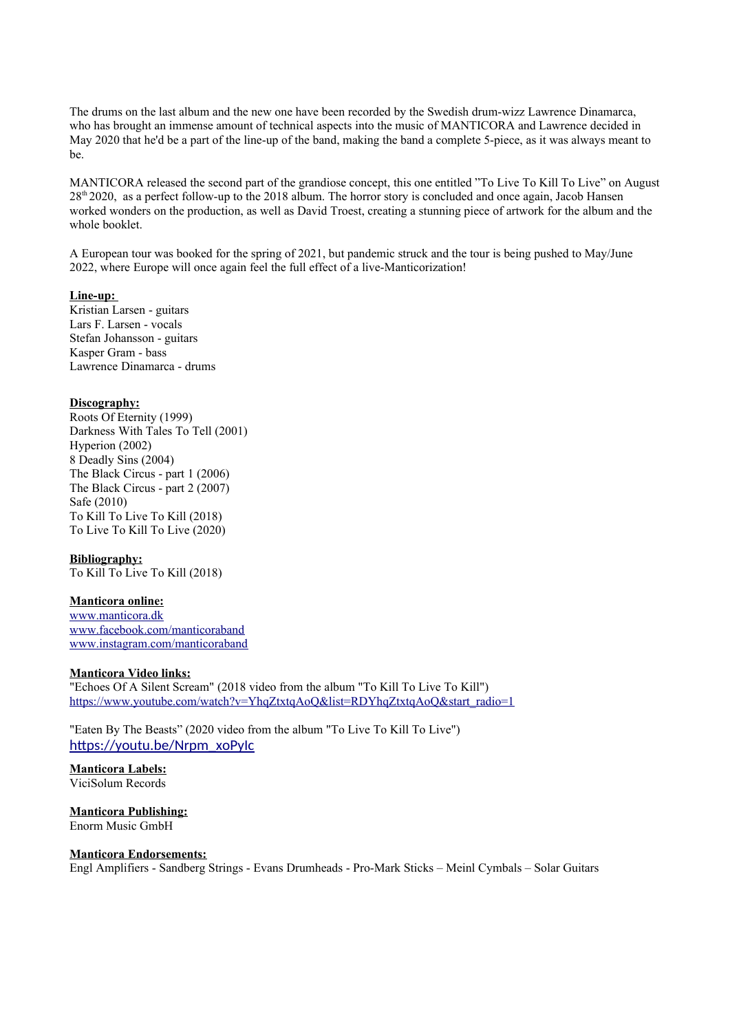The drums on the last album and the new one have been recorded by the Swedish drum-wizz Lawrence Dinamarca, who has brought an immense amount of technical aspects into the music of MANTICORA and Lawrence decided in May 2020 that he'd be a part of the line-up of the band, making the band a complete 5-piece, as it was always meant to be.

MANTICORA released the second part of the grandiose concept, this one entitled "To Live To Kill To Live" on August 28th 2020, as a perfect follow-up to the 2018 album. The horror story is concluded and once again, Jacob Hansen worked wonders on the production, as well as David Troest, creating a stunning piece of artwork for the album and the whole booklet.

A European tour was booked for the spring of 2021, but pandemic struck and the tour is being pushed to May/June 2022, where Europe will once again feel the full effect of a live-Manticorization!

**Line-up:**
Kristian Larsen - guitars
Lars F. Larsen - vocals
Stefan Johansson - guitars
Kasper Gram - bass
Lawrence Dinamarca - drums

**Discography:**
Roots Of Eternity (1999)
Darkness With Tales To Tell (2001)
Hyperion (2002)
8 Deadly Sins (2004)
The Black Circus - part 1 (2006)
The Black Circus - part 2 (2007)
Safe (2010)
To Kill To Live To Kill (2018)
To Live To Kill To Live (2020)

**Bibliography:**
To Kill To Live To Kill (2018)

**Manticora online:**
www.manticora.dk
www.facebook.com/manticoraband
www.instagram.com/manticoraband

**Manticora Video links:**
"Echoes Of A Silent Scream" (2018 video from the album "To Kill To Live To Kill")
https://www.youtube.com/watch?v=YhqZtxtqAoQ&list=RDYhqZtxtqAoQ&start_radio=1

"Eaten By The Beasts" (2020 video from the album "To Live To Kill To Live")
https://youtu.be/Nrpm_xoPyIc

**Manticora Labels:**
ViciSolum Records

**Manticora Publishing:**
Enorm Music GmbH

**Manticora Endorsements:**
Engl Amplifiers - Sandberg Strings - Evans Drumheads - Pro-Mark Sticks – Meinl Cymbals – Solar Guitars